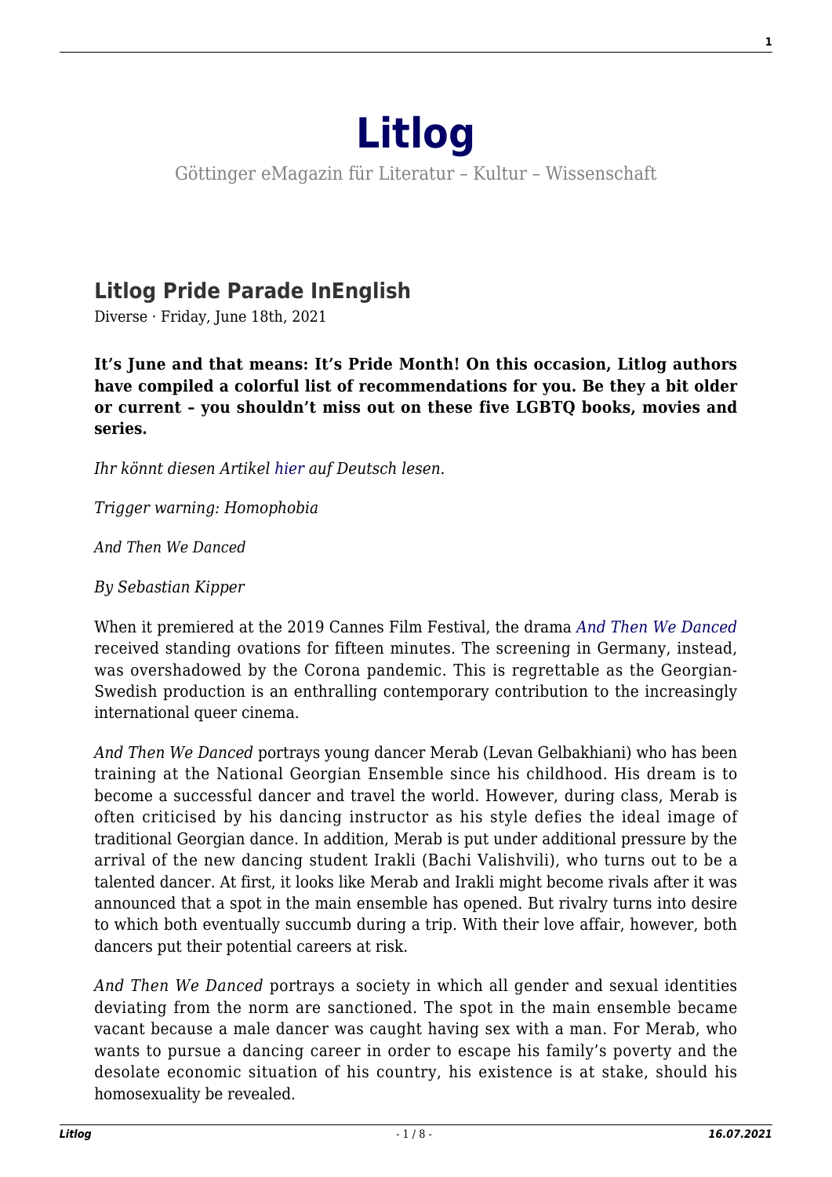# Litlog

Göttinger eMagazin für Literatur – Kultur – Wissenschaft

## Litlog Pride Parade InEnglish

Diverse · Friday, June 18th, 2021

**It's June and that means: It's Pride Month! On this occasion, Litlog authors have compiled a colorful list of recommendations for you. Be they a bit older or current – you shouldn't miss out on these five LGBTQ books, movies and series.**

*Ihr könnt diesen Artikel hier auf Deutsch lesen.*

*Trigger warning: Homophobia*

*And Then We Danced*

*By Sebastian Kipper*

When it premiered at the 2019 Cannes Film Festival, the drama *And Then We Danced* received standing ovations for fifteen minutes. The screening in Germany, instead, was overshadowed by the Corona pandemic. This is regrettable as the Georgian-Swedish production is an enthralling contemporary contribution to the increasingly international queer cinema.

*And Then We Danced* portrays young dancer Merab (Levan Gelbakhiani) who has been training at the National Georgian Ensemble since his childhood. His dream is to become a successful dancer and travel the world. However, during class, Merab is often criticised by his dancing instructor as his style defies the ideal image of traditional Georgian dance. In addition, Merab is put under additional pressure by the arrival of the new dancing student Irakli (Bachi Valishvili), who turns out to be a talented dancer. At first, it looks like Merab and Irakli might become rivals after it was announced that a spot in the main ensemble has opened. But rivalry turns into desire to which both eventually succumb during a trip. With their love affair, however, both dancers put their potential careers at risk.

*And Then We Danced* portrays a society in which all gender and sexual identities deviating from the norm are sanctioned. The spot in the main ensemble became vacant because a male dancer was caught having sex with a man. For Merab, who wants to pursue a dancing career in order to escape his family's poverty and the desolate economic situation of his country, his existence is at stake, should his homosexuality be revealed.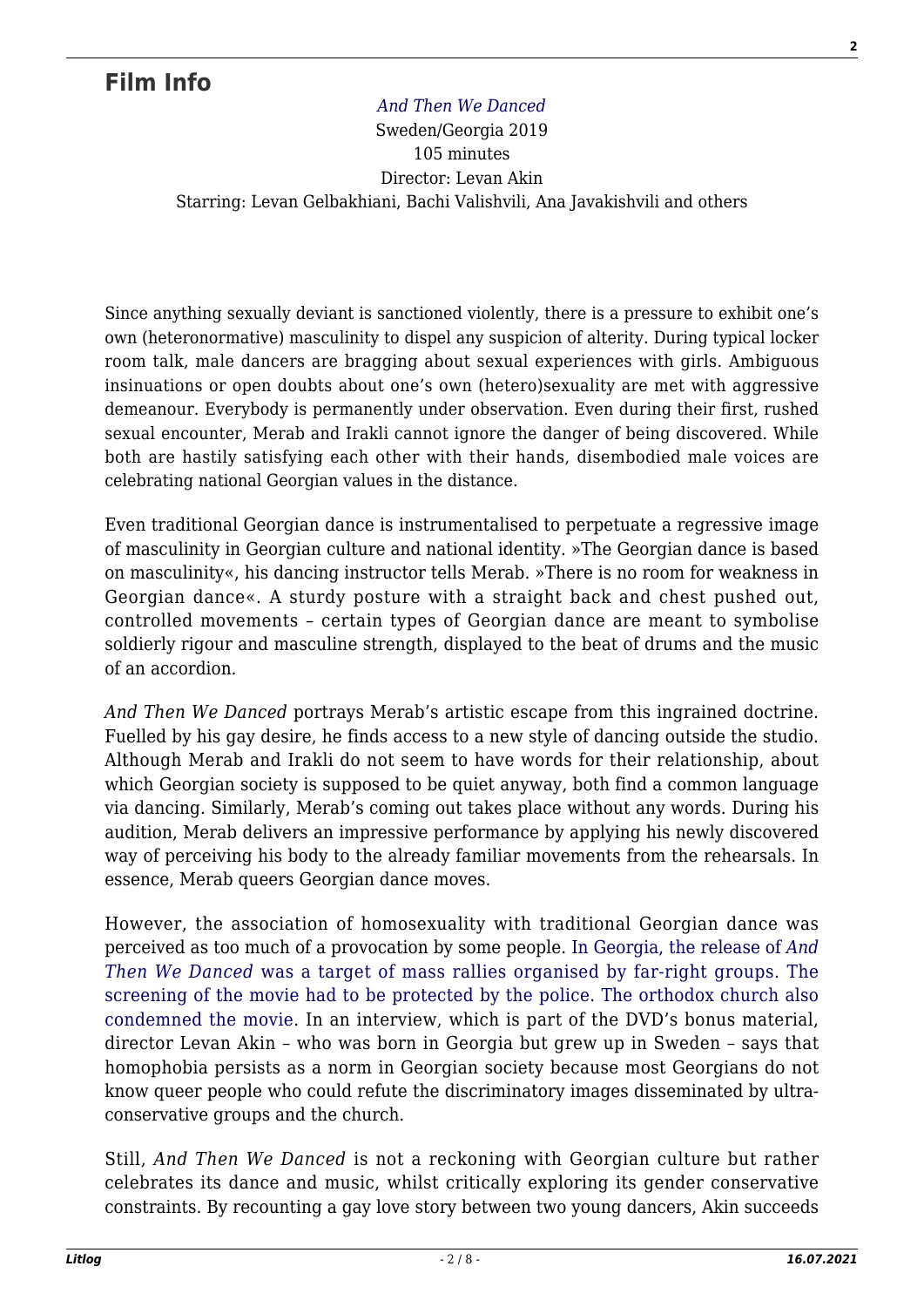## Film Info

*And Then We Danced*
Sweden/Georgia 2019
105 minutes
Director: Levan Akin
Starring: Levan Gelbakhiani, Bachi Valishvili, Ana Javakishvili and others

Since anything sexually deviant is sanctioned violently, there is a pressure to exhibit one's own (heteronormative) masculinity to dispel any suspicion of alterity. During typical locker room talk, male dancers are bragging about sexual experiences with girls. Ambiguous insinuations or open doubts about one's own (hetero)sexuality are met with aggressive demeanour. Everybody is permanently under observation. Even during their first, rushed sexual encounter, Merab and Irakli cannot ignore the danger of being discovered. While both are hastily satisfying each other with their hands, disembodied male voices are celebrating national Georgian values in the distance.

Even traditional Georgian dance is instrumentalised to perpetuate a regressive image of masculinity in Georgian culture and national identity. »The Georgian dance is based on masculinity«, his dancing instructor tells Merab. »There is no room for weakness in Georgian dance«. A sturdy posture with a straight back and chest pushed out, controlled movements – certain types of Georgian dance are meant to symbolise soldierly rigour and masculine strength, displayed to the beat of drums and the music of an accordion.

*And Then We Danced* portrays Merab's artistic escape from this ingrained doctrine. Fuelled by his gay desire, he finds access to a new style of dancing outside the studio. Although Merab and Irakli do not seem to have words for their relationship, about which Georgian society is supposed to be quiet anyway, both find a common language via dancing. Similarly, Merab's coming out takes place without any words. During his audition, Merab delivers an impressive performance by applying his newly discovered way of perceiving his body to the already familiar movements from the rehearsals. In essence, Merab queers Georgian dance moves.

However, the association of homosexuality with traditional Georgian dance was perceived as too much of a provocation by some people. In Georgia, the release of *And Then We Danced* was a target of mass rallies organised by far-right groups. The screening of the movie had to be protected by the police. The orthodox church also condemned the movie. In an interview, which is part of the DVD's bonus material, director Levan Akin – who was born in Georgia but grew up in Sweden – says that homophobia persists as a norm in Georgian society because most Georgians do not know queer people who could refute the discriminatory images disseminated by ultra-conservative groups and the church.

Still, *And Then We Danced* is not a reckoning with Georgian culture but rather celebrates its dance and music, whilst critically exploring its gender conservative constraints. By recounting a gay love story between two young dancers, Akin succeeds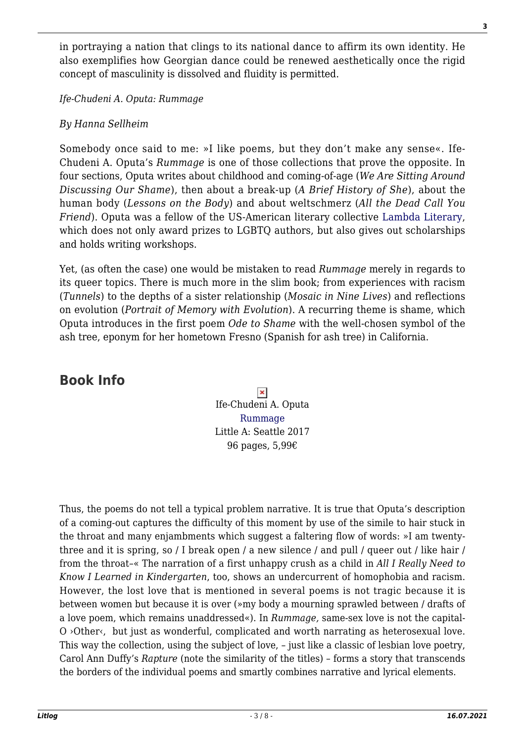in portraying a nation that clings to its national dance to affirm its own identity. He also exemplifies how Georgian dance could be renewed aesthetically once the rigid concept of masculinity is dissolved and fluidity is permitted.

*Ife-Chudeni A. Oputa: Rummage*

*By Hanna Sellheim*

Somebody once said to me: »I like poems, but they don't make any sense«. Ife-Chudeni A. Oputa's *Rummage* is one of those collections that prove the opposite. In four sections, Oputa writes about childhood and coming-of-age (*We Are Sitting Around Discussing Our Shame*), then about a break-up (*A Brief History of She*), about the human body (*Lessons on the Body*) and about weltschmerz (*All the Dead Call You Friend*). Oputa was a fellow of the US-American literary collective Lambda Literary, which does not only award prizes to LGBTQ authors, but also gives out scholarships and holds writing workshops.

Yet, (as often the case) one would be mistaken to read *Rummage* merely in regards to its queer topics. There is much more in the slim book; from experiences with racism (*Tunnels*) to the depths of a sister relationship (*Mosaic in Nine Lives*) and reflections on evolution (*Portrait of Memory with Evolution*). A recurring theme is shame, which Oputa introduces in the first poem *Ode to Shame* with the well-chosen symbol of the ash tree, eponym for her hometown Fresno (Spanish for ash tree) in California.

## Book Info

Ife-Chudeni A. Oputa
Rummage
Little A: Seattle 2017
96 pages, 5,99€

Thus, the poems do not tell a typical problem narrative. It is true that Oputa's description of a coming-out captures the difficulty of this moment by use of the simile to hair stuck in the throat and many enjambments which suggest a faltering flow of words: »I am twenty-three and it is spring, so / I break open / a new silence / and pull / queer out / like hair / from the throat–« The narration of a first unhappy crush as a child in *All I Really Need to Know I Learned in Kindergarten*, too, shows an undercurrent of homophobia and racism. However, the lost love that is mentioned in several poems is not tragic because it is between women but because it is over (»my body a mourning sprawled between / drafts of a love poem, which remains unaddressed«). In *Rummage,* same-sex love is not the capital-O ›Other‹, but just as wonderful, complicated and worth narrating as heterosexual love. This way the collection, using the subject of love, – just like a classic of lesbian love poetry, Carol Ann Duffy's *Rapture* (note the similarity of the titles) – forms a story that transcends the borders of the individual poems and smartly combines narrative and lyrical elements.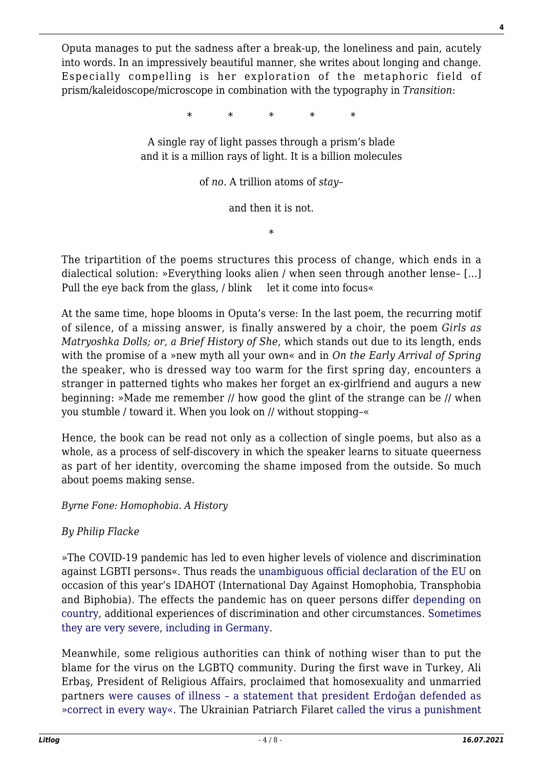Oputa manages to put the sadness after a break-up, the loneliness and pain, acutely into words. In an impressively beautiful manner, she writes about longing and change. Especially compelling is her exploration of the metaphoric field of prism/kaleidoscope/microscope in combination with the typography in *Transition*:

\* \* \* \* \*

A single ray of light passes through a prism's blade
and it is a million rays of light. It is a billion molecules

of *no*. A trillion atoms of *stay*–

and then it is not.

\*

The tripartition of the poems structures this process of change, which ends in a dialectical solution: »Everything looks alien / when seen through another lense– […] Pull the eye back from the glass, / blink    let it come into focus«

At the same time, hope blooms in Oputa's verse: In the last poem, the recurring motif of silence, of a missing answer, is finally answered by a choir, the poem *Girls as Matryoshka Dolls; or, a Brief History of She*, which stands out due to its length, ends with the promise of a »new myth all your own« and in *On the Early Arrival of Spring* the speaker, who is dressed way too warm for the first spring day, encounters a stranger in patterned tights who makes her forget an ex-girlfriend and augurs a new beginning: »Made me remember // how good the glint of the strange can be // when you stumble / toward it. When you look on // without stopping–«

Hence, the book can be read not only as a collection of single poems, but also as a whole, as a process of self-discovery in which the speaker learns to situate queerness as part of her identity, overcoming the shame imposed from the outside. So much about poems making sense.

*Byrne Fone: Homophobia. A History*

*By Philip Flacke*

»The COVID-19 pandemic has led to even higher levels of violence and discrimination against LGBTI persons«. Thus reads the unambiguous official declaration of the EU on occasion of this year's IDAHOT (International Day Against Homophobia, Transphobia and Biphobia). The effects the pandemic has on queer persons differ depending on country, additional experiences of discrimination and other circumstances. Sometimes they are very severe, including in Germany.

Meanwhile, some religious authorities can think of nothing wiser than to put the blame for the virus on the LGBTQ community. During the first wave in Turkey, Ali Erbaş, President of Religious Affairs, proclaimed that homosexuality and unmarried partners were causes of illness – a statement that president Erdoğan defended as »correct in every way«. The Ukrainian Patriarch Filaret called the virus a punishment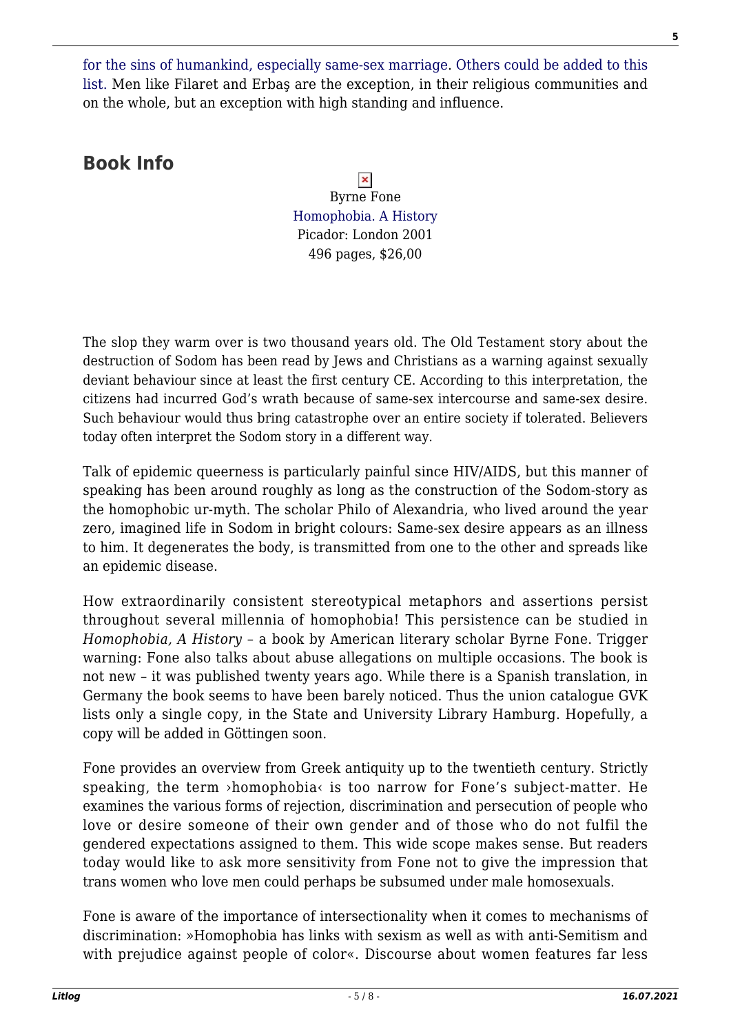for the sins of humankind, especially same-sex marriage. Others could be added to this list. Men like Filaret and Erbaş are the exception, in their religious communities and on the whole, but an exception with high standing and influence.

## Book Info

Byrne Fone
Homophobia. A History
Picador: London 2001
496 pages, $26,00

The slop they warm over is two thousand years old. The Old Testament story about the destruction of Sodom has been read by Jews and Christians as a warning against sexually deviant behaviour since at least the first century CE. According to this interpretation, the citizens had incurred God's wrath because of same-sex intercourse and same-sex desire. Such behaviour would thus bring catastrophe over an entire society if tolerated. Believers today often interpret the Sodom story in a different way.

Talk of epidemic queerness is particularly painful since HIV/AIDS, but this manner of speaking has been around roughly as long as the construction of the Sodom-story as the homophobic ur-myth. The scholar Philo of Alexandria, who lived around the year zero, imagined life in Sodom in bright colours: Same-sex desire appears as an illness to him. It degenerates the body, is transmitted from one to the other and spreads like an epidemic disease.

How extraordinarily consistent stereotypical metaphors and assertions persist throughout several millennia of homophobia! This persistence can be studied in *Homophobia, A History* – a book by American literary scholar Byrne Fone. Trigger warning: Fone also talks about abuse allegations on multiple occasions. The book is not new – it was published twenty years ago. While there is a Spanish translation, in Germany the book seems to have been barely noticed. Thus the union catalogue GVK lists only a single copy, in the State and University Library Hamburg. Hopefully, a copy will be added in Göttingen soon.

Fone provides an overview from Greek antiquity up to the twentieth century. Strictly speaking, the term ›homophobia‹ is too narrow for Fone's subject-matter. He examines the various forms of rejection, discrimination and persecution of people who love or desire someone of their own gender and of those who do not fulfil the gendered expectations assigned to them. This wide scope makes sense. But readers today would like to ask more sensitivity from Fone not to give the impression that trans women who love men could perhaps be subsumed under male homosexuals.

Fone is aware of the importance of intersectionality when it comes to mechanisms of discrimination: »Homophobia has links with sexism as well as with anti-Semitism and with prejudice against people of color«. Discourse about women features far less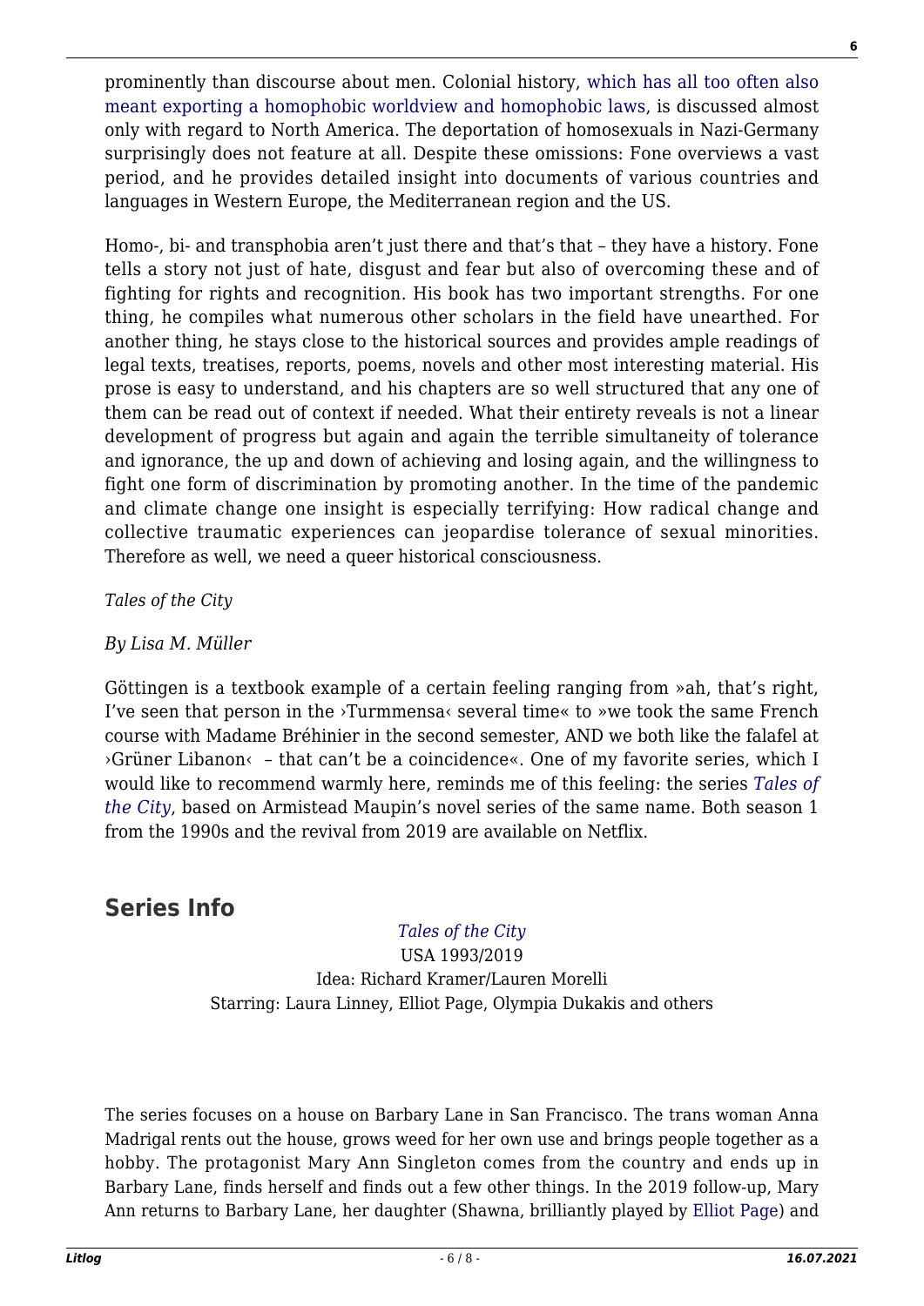prominently than discourse about men. Colonial history, which has all too often also meant exporting a homophobic worldview and homophobic laws, is discussed almost only with regard to North America. The deportation of homosexuals in Nazi-Germany surprisingly does not feature at all. Despite these omissions: Fone overviews a vast period, and he provides detailed insight into documents of various countries and languages in Western Europe, the Mediterranean region and the US.

Homo-, bi- and transphobia aren't just there and that's that – they have a history. Fone tells a story not just of hate, disgust and fear but also of overcoming these and of fighting for rights and recognition. His book has two important strengths. For one thing, he compiles what numerous other scholars in the field have unearthed. For another thing, he stays close to the historical sources and provides ample readings of legal texts, treatises, reports, poems, novels and other most interesting material. His prose is easy to understand, and his chapters are so well structured that any one of them can be read out of context if needed. What their entirety reveals is not a linear development of progress but again and again the terrible simultaneity of tolerance and ignorance, the up and down of achieving and losing again, and the willingness to fight one form of discrimination by promoting another. In the time of the pandemic and climate change one insight is especially terrifying: How radical change and collective traumatic experiences can jeopardise tolerance of sexual minorities. Therefore as well, we need a queer historical consciousness.

*Tales of the City*

*By Lisa M. Müller*

Göttingen is a textbook example of a certain feeling ranging from »ah, that's right, I've seen that person in the ›Turmmensa‹ several time« to »we took the same French course with Madame Bréhinier in the second semester, AND we both like the falafel at ›Grüner Libanon‹ – that can't be a coincidence«. One of my favorite series, which I would like to recommend warmly here, reminds me of this feeling: the series *Tales of the City*, based on Armistead Maupin's novel series of the same name. Both season 1 from the 1990s and the revival from 2019 are available on Netflix.

## Series Info

*Tales of the City*
USA 1993/2019
Idea: Richard Kramer/Lauren Morelli
Starring: Laura Linney, Elliot Page, Olympia Dukakis and others

The series focuses on a house on Barbary Lane in San Francisco. The trans woman Anna Madrigal rents out the house, grows weed for her own use and brings people together as a hobby. The protagonist Mary Ann Singleton comes from the country and ends up in Barbary Lane, finds herself and finds out a few other things. In the 2019 follow-up, Mary Ann returns to Barbary Lane, her daughter (Shawna, brilliantly played by Elliot Page) and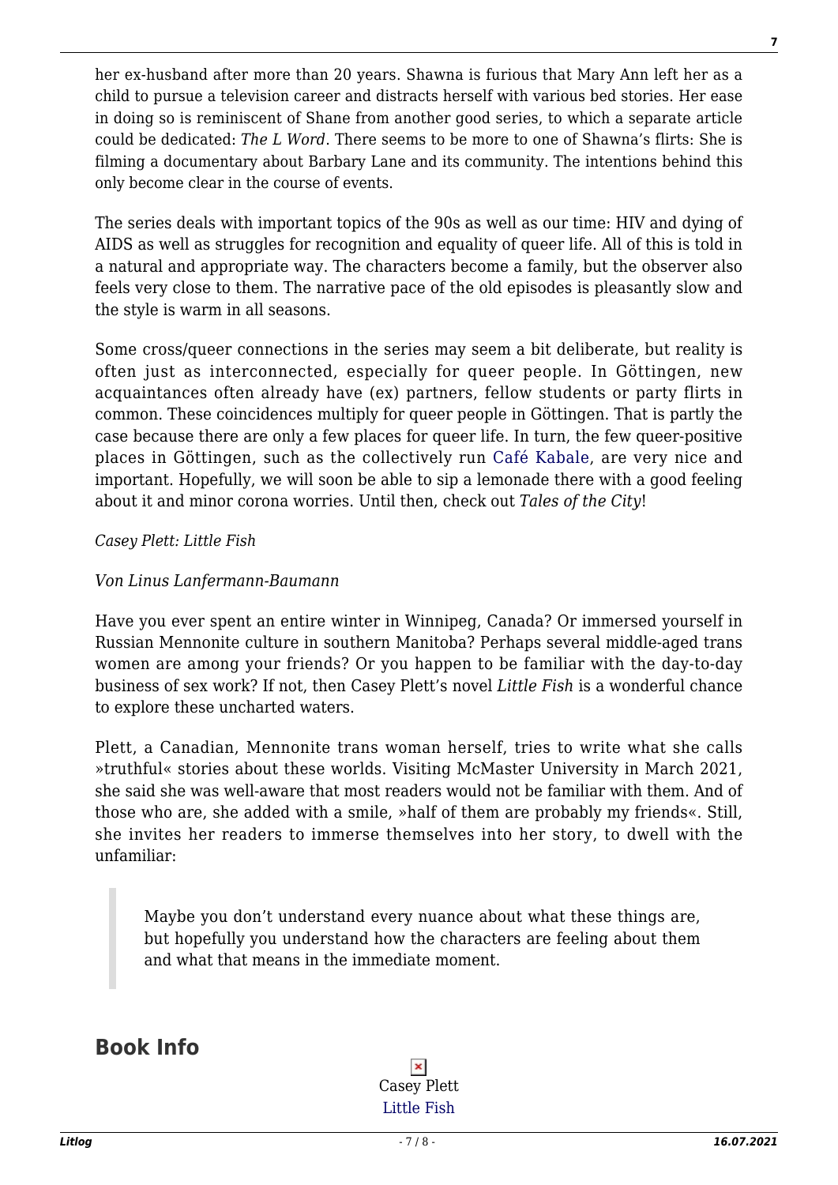her ex-husband after more than 20 years. Shawna is furious that Mary Ann left her as a child to pursue a television career and distracts herself with various bed stories. Her ease in doing so is reminiscent of Shane from another good series, to which a separate article could be dedicated: *The L Word*. There seems to be more to one of Shawna's flirts: She is filming a documentary about Barbary Lane and its community. The intentions behind this only become clear in the course of events.

The series deals with important topics of the 90s as well as our time: HIV and dying of AIDS as well as struggles for recognition and equality of queer life. All of this is told in a natural and appropriate way. The characters become a family, but the observer also feels very close to them. The narrative pace of the old episodes is pleasantly slow and the style is warm in all seasons.

Some cross/queer connections in the series may seem a bit deliberate, but reality is often just as interconnected, especially for queer people. In Göttingen, new acquaintances often already have (ex) partners, fellow students or party flirts in common. These coincidences multiply for queer people in Göttingen. That is partly the case because there are only a few places for queer life. In turn, the few queer-positive places in Göttingen, such as the collectively run Café Kabale, are very nice and important. Hopefully, we will soon be able to sip a lemonade there with a good feeling about it and minor corona worries. Until then, check out *Tales of the City*!

*Casey Plett: Little Fish*

*Von Linus Lanfermann-Baumann*

Have you ever spent an entire winter in Winnipeg, Canada? Or immersed yourself in Russian Mennonite culture in southern Manitoba? Perhaps several middle-aged trans women are among your friends? Or you happen to be familiar with the day-to-day business of sex work? If not, then Casey Plett's novel *Little Fish* is a wonderful chance to explore these uncharted waters.

Plett, a Canadian, Mennonite trans woman herself, tries to write what she calls »truthful« stories about these worlds. Visiting McMaster University in March 2021, she said she was well-aware that most readers would not be familiar with them. And of those who are, she added with a smile, »half of them are probably my friends«. Still, she invites her readers to immerse themselves into her story, to dwell with the unfamiliar:

> Maybe you don't understand every nuance about what these things are, but hopefully you understand how the characters are feeling about them and what that means in the immediate moment.

## Book Info

Casey Plett
Little Fish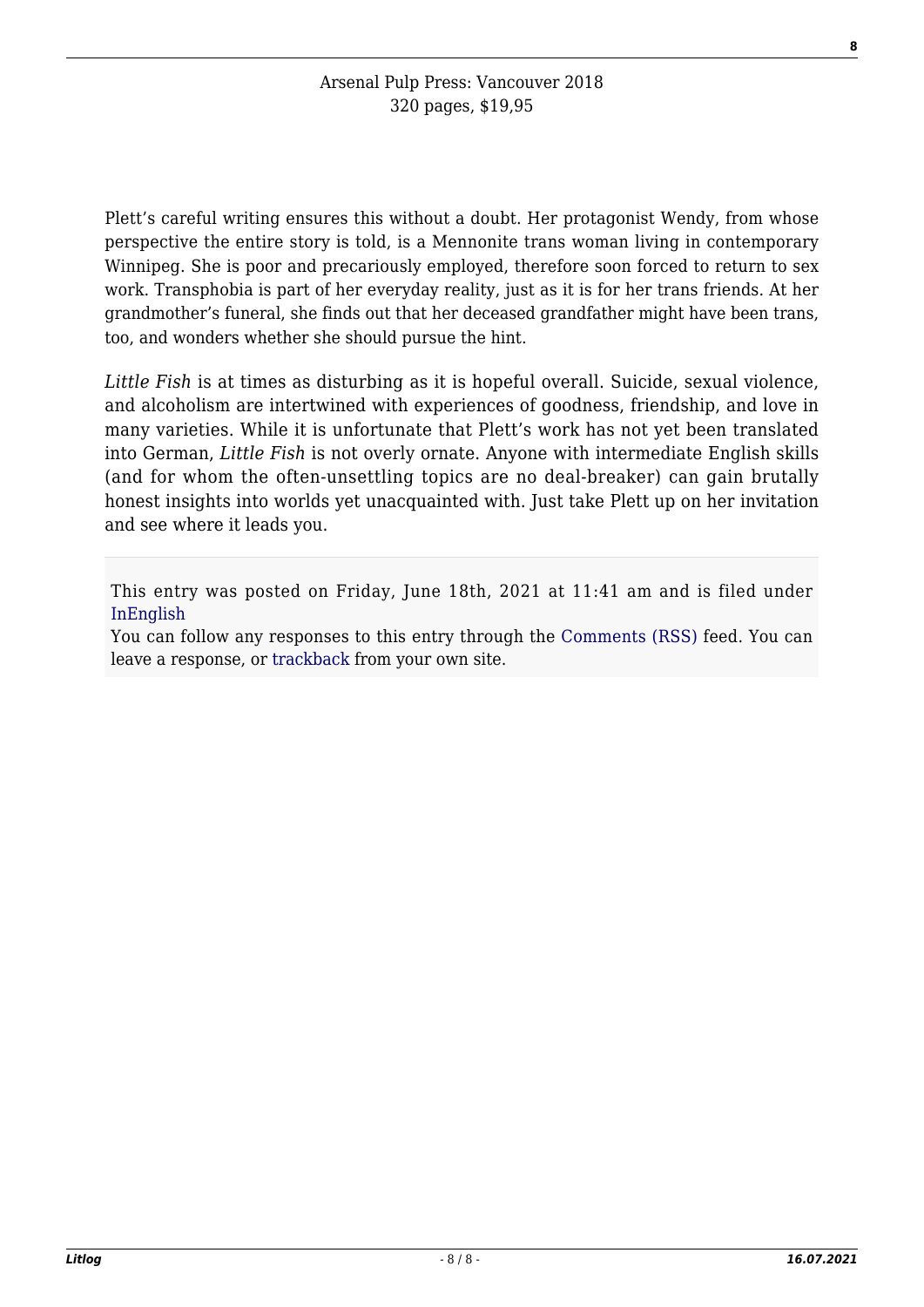Arsenal Pulp Press: Vancouver 2018
320 pages, $19,95

Plett's careful writing ensures this without a doubt. Her protagonist Wendy, from whose perspective the entire story is told, is a Mennonite trans woman living in contemporary Winnipeg. She is poor and precariously employed, therefore soon forced to return to sex work. Transphobia is part of her everyday reality, just as it is for her trans friends. At her grandmother's funeral, she finds out that her deceased grandfather might have been trans, too, and wonders whether she should pursue the hint.

*Little Fish* is at times as disturbing as it is hopeful overall. Suicide, sexual violence, and alcoholism are intertwined with experiences of goodness, friendship, and love in many varieties. While it is unfortunate that Plett's work has not yet been translated into German, *Little Fish* is not overly ornate. Anyone with intermediate English skills (and for whom the often-unsettling topics are no deal-breaker) can gain brutally honest insights into worlds yet unacquainted with. Just take Plett up on her invitation and see where it leads you.

---

This entry was posted on Friday, June 18th, 2021 at 11:41 am and is filed under InEnglish
You can follow any responses to this entry through the Comments (RSS) feed. You can leave a response, or trackback from your own site.